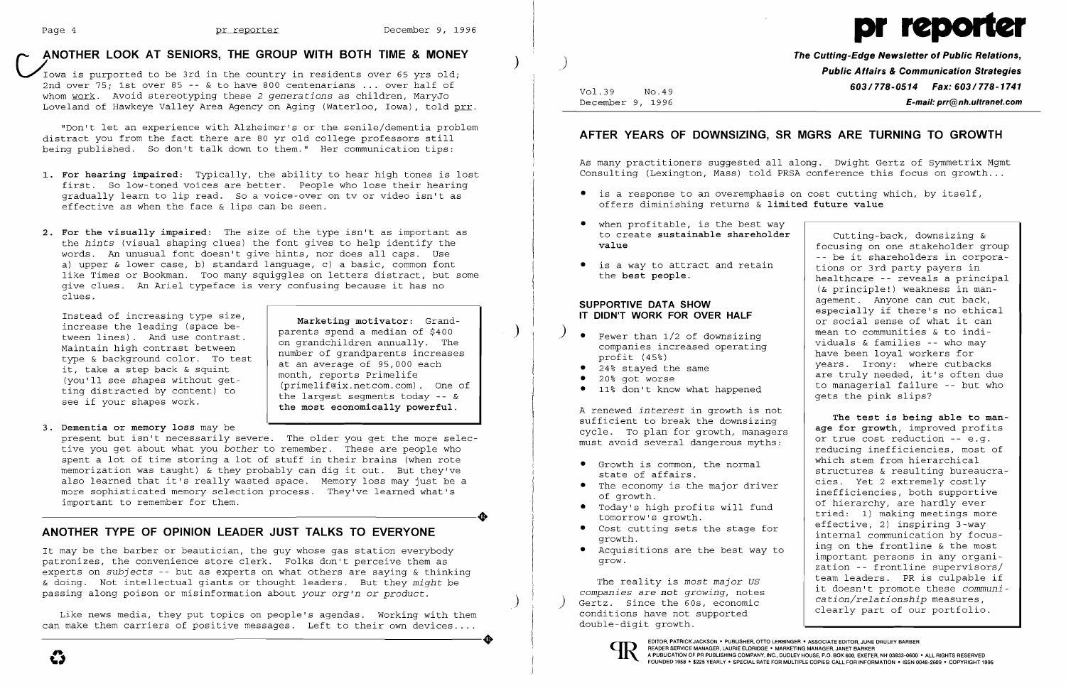## ANOTHER LOOK AT SENIORS, THE GROUP WITH BOTH TIME & MONEY

Iowa is purported to be 3rd in the country in residents over 65 yrs old; 2nd over 75; 1st over 85 -- & to have 800 centenarians ... over half of whom work. Avoid stereotyping these *2 generations* as children, MaryJo Loveland of Hawkeye Valley Area Agency on Aging (Waterloo, Iowa), told prr.

"Don't let an experience with Alzheimer's or the senile/dementia problem distract you from the fact there are 80 yr old college professors still being published. So don't talk down to them." Her communication tips:

1. **For hearing impaired**: Typically, the ability to hear high tones is lost first. So low-toned voices are better. People who lose their hearing gradually learn to lip read. So a voice-over on tv or video isn't as effective as when the face & lips can be seen.

2. **For the visually impaired**: The size of the type isn't as important as the *hints* (visual shaping clues) the font gives to help identify the words. An unusual font doesn't give hints, nor does all caps. Use a) upper & lower case, b) standard language, c) a basic, common font like Times or Bookman. Too many squiggles on letters distract, but some give clues. An Ariel typeface is very confusing because it has no clues.

   Instead of increasing type size, increase the leading (space between lines). And use contrast. Maintain high contrast between type & background color. To test it, take a step back & squint (you'll see shapes without getting distracted by content) to see if your shapes work.

> **Marketing motivator**: Grandparents spend a median of $400 on grandchildren annually. The number of grandparents increases at an average of 95,000 each month, reports Primelife (primelif@ix.netcom.com). One of the largest segments today -- & **the most economically powerful**.

3. **Dementia or memory loss** may be present but isn't necessarily severe. The older you get the more selective you get about what you *bother* to remember. These are people who spent a lot of time storing a lot of stuff in their brains (when rote memorization was taught) & they probably can dig it out. But they've also learned that it's really wasted space. Memory loss may just be a more sophisticated memory selection process. They've learned what's important to remember for them.

## ANOTHER TYPE OF OPINION LEADER JUST TALKS TO EVERYONE

It may be the barber or beautician, the guy whose gas station everybody patronizes, the convenience store clerk. Folks don't perceive them as experts on *subjects* -- but as experts on what others are saying & thinking & doing. Not intellectual giants or thought leaders. But they *might* be passing along poison or misinformation about *your org'n or product*.

Like news media, they put topics on people's agendas. Working with them can make them carriers of positive messages. Left to their own devices....

# pr reporter

**The Cutting-Edge Newsletter of Public Relations, Public Affairs & Communication Strategies**
**603/778-0514 Fax: 603/778-1741**
**E-mail: prr@nh.ultranet.com**

Vol.39 No.49
December 9, 1996

## AFTER YEARS OF DOWNSIZING, SR MGRS ARE TURNING TO GROWTH

As many practitioners suggested all along. Dwight Gertz of Symmetrix Mgmt Consulting (Lexington, Mass) told PRSA conference this focus on growth...

- is a response to an overemphasis on cost cutting which, by itself, offers diminishing returns & **limited future value**
- when profitable, is the best way to create **sustainable shareholder value**
- is a way to attract and retain the **best people**.

### SUPPORTIVE DATA SHOW IT DIDN'T WORK FOR OVER HALF

- Fewer than 1/2 of downsizing companies increased operating profit (45%)
- 24% stayed the same
- 20% got worse
- 11% don't know what happened

A renewed *interest* in growth is not sufficient to break the downsizing cycle. To plan for growth, managers must avoid several dangerous myths:

- Growth is common, the normal state of affairs.
- The economy is the major driver of growth.
- Today's high profits will fund tomorrow's growth.
- Cost cutting sets the stage for growth.
- Acquisitions are the best way to grow.

The reality is *most major US companies are **not** growing*, notes Gertz. Since the 60s, economic conditions have not supported double-digit growth.

> Cutting-back, downsizing & focusing on one stakeholder group -- be it shareholders in corporations or 3rd party payers in healthcare -- reveals a principal (& principle!) weakness in management. Anyone can cut back, especially if there's no ethical or social sense of what it can mean to communities & to individuals & families -- who may have been loyal workers for years. Irony: where cutbacks are truly needed, it's often due to managerial failure -- but who gets the pink slips?
>
> **The test is being able to manage for growth**, improved profits or true cost reduction -- e.g. reducing inefficiencies, most of which stem from hierarchical structures & resulting bureaucracies. Yet 2 extremely costly inefficiencies, both supportive of hierarchy, are hardly ever tried: 1) making meetings more effective, 2) inspiring 3-way internal communication by focusing on the frontline & the most important persons in any organization -- frontline supervisors/team leaders. PR is culpable if it doesn't promote these *communication/relationship* measures, clearly part of our portfolio.

EDITOR, PATRICK JACKSON • PUBLISHER, OTTO LERBINGER • ASSOCIATE EDITOR, JUNE DRULEY BARBER
READER SERVICE MANAGER, LAURIE ELDRIDGE • MARKETING MANAGER, JANET BARKER
A PUBLICATION OF PR PUBLISHING COMPANY, INC., DUDLEY HOUSE, P.O. BOX 600, EXETER, NH 03833-0600 • ALL RIGHTS RESERVED
FOUNDED 1958 • $225 YEARLY • SPECIAL RATE FOR MULTIPLE COPIES: CALL FOR INFORMATION • ISSN 0048-2609 • COPYRIGHT 1996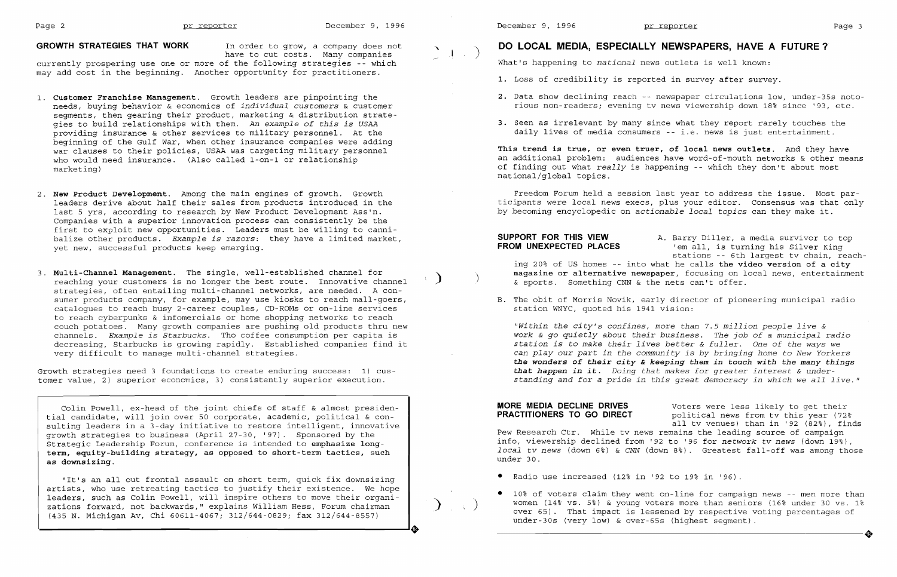## GROWTH STRATEGIES THAT WORK

In order to grow, a company does not have to cut costs. Many companies currently prospering use one or more of the following strategies -- which may add cost in the beginning. Another opportunity for practitioners.

1. **Customer Franchise Management.** Growth leaders are pinpointing the needs, buying behavior & economics of *individual customers* & customer segments, then gearing their product, marketing & distribution strategies to build relationships with them. *An example of this is USAA* providing insurance & other services to military personnel. At the beginning of the Gulf War, when other insurance companies were adding war clauses to their policies, USAA was targeting military personnel who would need insurance. (Also called 1-on-1 or relationship marketing)

2. **New Product Development.** Among the main engines of growth. Growth leaders derive about half their sales from products introduced in the last 5 yrs, according to research by New Product Development Ass'n. Companies with a superior innovation process can consistently be the first to exploit new opportunities. Leaders must be willing to cannibalize other products. *Example is razors*: they have a limited market, yet new, successful products keep emerging.

3. **Multi-Channel Management.** The single, well-established channel for reaching your customers is no longer the best route. Innovative channel strategies, often entailing multi-channel networks, are needed. A consumer products company, for example, may use kiosks to reach mall-goers, catalogues to reach busy 2-career couples, CD-ROMs or on-line services to reach cyberpunks & infomercials or home shopping networks to reach couch potatoes. Many growth companies are pushing old products thru new channels. *Example is Starbucks*. Tho coffee consumption per capita is decreasing, Starbucks is growing rapidly. Established companies find it very difficult to manage multi-channel strategies.

Growth strategies need 3 foundations to create enduring success: 1) customer value, 2) superior economics, 3) consistently superior execution.

---

Colin Powell, ex-head of the joint chiefs of staff & almost presidential candidate, will join over 50 corporate, academic, political & consulting leaders in a 3-day initiative to restore intelligent, innovative growth strategies to business (April 27-30, '97). Sponsored by the Strategic Leadership Forum, conference is intended to **emphasize long-term, equity-building strategy, as opposed to short-term tactics, such as downsizing.**

"It's an all out frontal assault on short term, quick fix downsizing artists, who use retreating tactics to justify their existence. We hope leaders, such as Colin Powell, will inspire others to move their organizations forward, not backwards," explains William Hess, Forum chairman (435 N. Michigan Av, Chi 60611-4067; 312/644-0829; fax 312/644-8557)

---

## DO LOCAL MEDIA, ESPECIALLY NEWSPAPERS, HAVE A FUTURE?

What's happening to *national* news outlets is well known:

1. Loss of credibility is reported in survey after survey.
2. Data show declining reach -- newspaper circulations low, under-35s notorious non-readers; evening tv news viewership down 18% since '93, etc.
3. Seen as irrelevant by many since what they report rarely touches the daily lives of media consumers -- i.e. news is just entertainment.

**This trend is true, or even truer, of local news outlets.** And they have an additional problem: audiences have word-of-mouth networks & other means of finding out what *really* is happening -- which they don't about most national/global topics.

Freedom Forum held a session last year to address the issue. Most participants were local news execs, plus your editor. Consensus was that only by becoming encyclopedic on *actionable local topics* can they make it.

### SUPPORT FOR THIS VIEW FROM UNEXPECTED PLACES

A. Barry Diller, a media survivor to top 'em all, is turning his Silver King stations -- 6th largest tv chain, reaching 20% of US homes -- into what he calls **the video version of a city magazine or alternative newspaper**, focusing on local news, entertainment & sports. Something CNN & the nets can't offer.

B. The obit of Morris Novik, early director of pioneering municipal radio station WNYC, quoted his 1941 vision:

*"Within the city's confines, more than 7.5 million people live & work & go quietly about their business. The job of a municipal radio station is to make their lives better & fuller. One of the ways we can play our part in the community is by bringing home to New Yorkers* ***the wonders of their city & keeping them in touch with the many things that happen in it.*** *Doing that makes for greater interest & understanding and for a pride in this great democracy in which we all live."*

### MORE MEDIA DECLINE DRIVES PRACTITIONERS TO GO DIRECT

Voters were less likely to get their political news from tv this year (72% all tv venues) than in '92 (82%), finds Pew Research Ctr. While tv news remains the leading source of campaign info, viewership declined from '92 to '96 for *network tv news* (down 19%), *local tv news* (down 6%) & *CNN* (down 8%). Greatest fall-off was among those under 30.

- Radio use increased (12% in '92 to 19% in '96).
- 10% of voters claim they went on-line for campaign news -- men more than women (14% vs. 5%) & young voters more than seniors (16% under 30 vs. 1% over 65). That impact is lessened by respective voting percentages of under-30s (very low) & over-65s (highest segment).